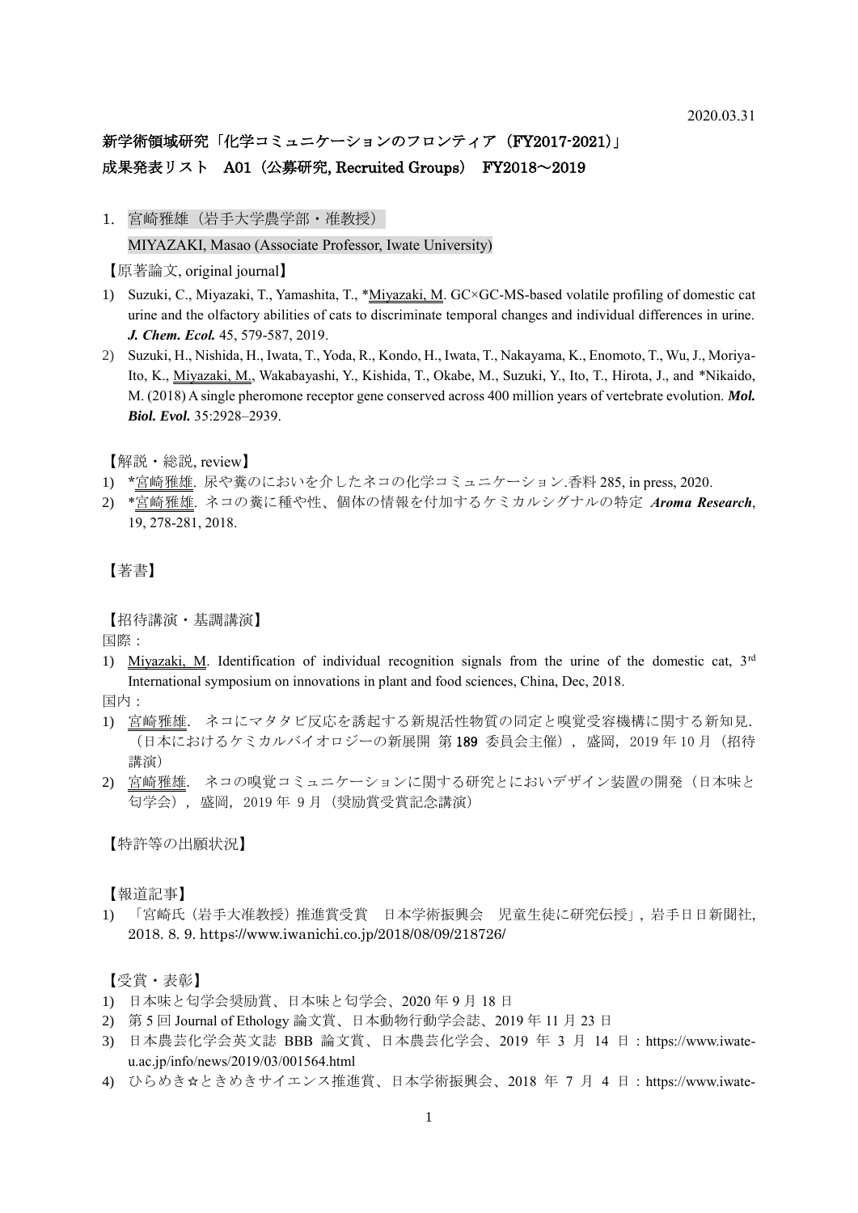2020.03.31

## 新学術領域研究「化学コミュニケーションのフロンティア（FY2017-2021）」
## 成果発表リスト　A01（公募研究, Recruited Groups）　FY2018～2019

### 1. 宮崎雅雄（岩手大学農学部・准教授）
MIYAZAKI, Masao (Associate Professor, Iwate University)

【原著論文, original journal】

1) Suzuki, C., Miyazaki, T., Yamashita, T., *Miyazaki, M. GC×GC-MS-based volatile profiling of domestic cat urine and the olfactory abilities of cats to discriminate temporal changes and individual differences in urine. ***J. Chem. Ecol.*** 45, 579-587, 2019.
2) Suzuki, H., Nishida, H., Iwata, T., Yoda, R., Kondo, H., Iwata, T., Nakayama, K., Enomoto, T., Wu, J., Moriya-Ito, K., Miyazaki, M., Wakabayashi, Y., Kishida, T., Okabe, M., Suzuki, Y., Ito, T., Hirota, J., and *Nikaido, M. (2018) A single pheromone receptor gene conserved across 400 million years of vertebrate evolution. ***Mol. Biol. Evol.*** 35:2928–2939.

【解説・総説, review】

1) *宮崎雅雄. 尿や糞のにおいを介したネコの化学コミュニケーション.香料 285, in press, 2020.
2) *宮崎雅雄. ネコの糞に種や性、個体の情報を付加するケミカルシグナルの特定 ***Aroma Research***, 19, 278-281, 2018.

【著書】

【招待講演・基調講演】

国際：

1) Miyazaki, M. Identification of individual recognition signals from the urine of the domestic cat, 3rd International symposium on innovations in plant and food sciences, China, Dec, 2018.

国内：

1) 宮崎雅雄．ネコにマタタビ反応を誘起する新規活性物質の同定と嗅覚受容機構に関する新知見．（日本におけるケミカルバイオロジーの新展開 第 189 委員会主催），盛岡，2019 年 10 月（招待講演）
2) 宮崎雅雄．ネコの嗅覚コミュニケーションに関する研究とにおいデザイン装置の開発（日本味と匂学会），盛岡，2019 年 9 月（奨励賞受賞記念講演）

【特許等の出願状況】

【報道記事】

1) 「宮崎氏（岩手大准教授）推進賞受賞　日本学術振興会　児童生徒に研究伝授」，岩手日日新聞社, 2018. 8. 9. https://www.iwanichi.co.jp/2018/08/09/218726/

【受賞・表彰】

1) 日本味と匂学会奨励賞、日本味と匂学会、2020 年 9 月 18 日
2) 第 5 回 Journal of Ethology 論文賞、日本動物行動学会誌、2019 年 11 月 23 日
3) 日本農芸化学会英文誌 BBB 論文賞、日本農芸化学会、2019 年 3 月 14 日：https://www.iwate-u.ac.jp/info/news/2019/03/001564.html
4) ひらめき☆ときめきサイエンス推進賞、日本学術振興会、2018 年 7 月 4 日：https://www.iwate-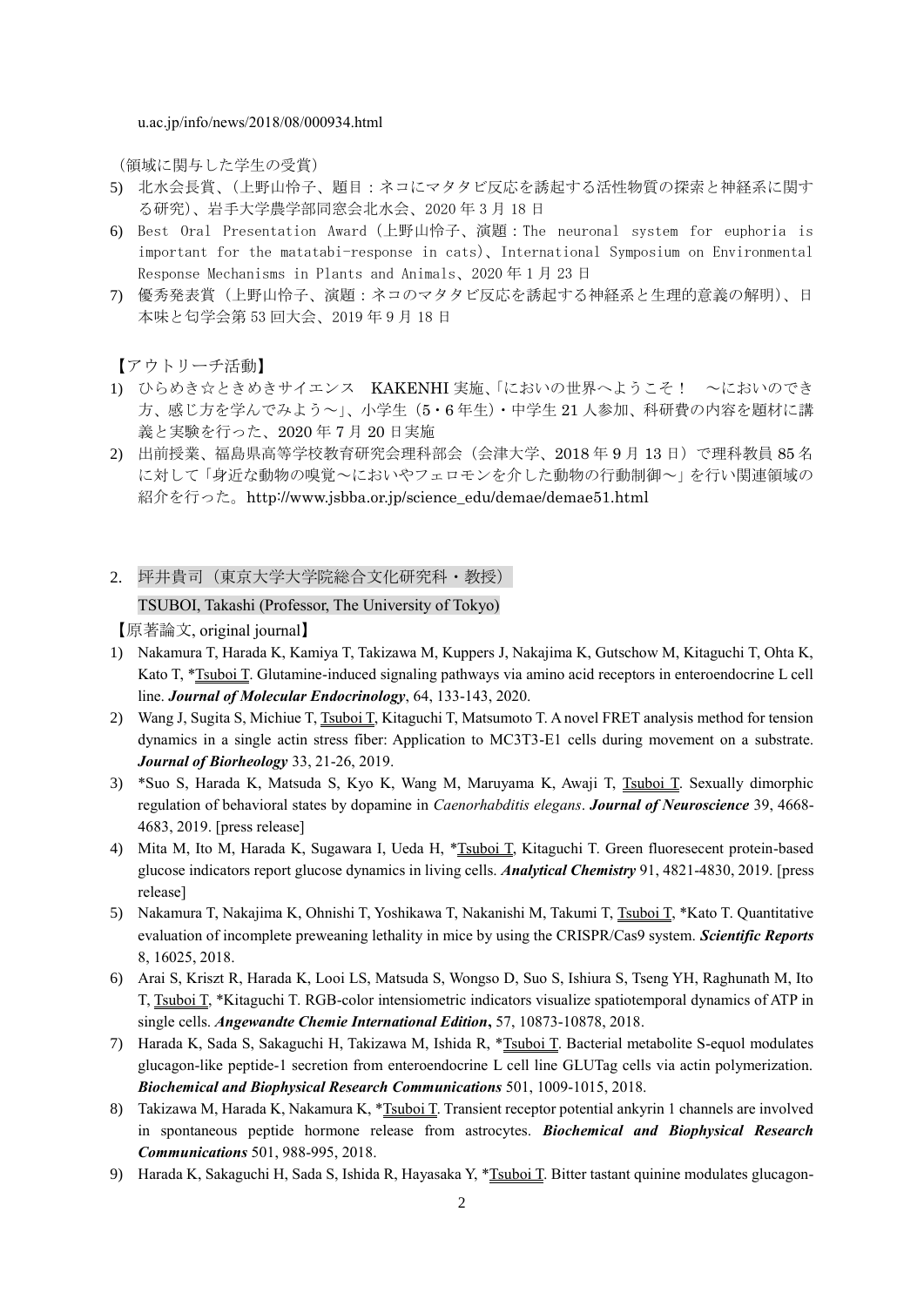u.ac.jp/info/news/2018/08/000934.html

（領域に関与した学生の受賞）

5) 北水会長賞、（上野山怜子、題目：ネコにマタタビ反応を誘起する活性物質の探索と神経系に関する研究）、岩手大学農学部同窓会北水会、2020 年 3 月 18 日
6) Best Oral Presentation Award（上野山怜子、演題：The neuronal system for euphoria is important for the matatabi-response in cats）、International Symposium on Environmental Response Mechanisms in Plants and Animals、2020 年 1 月 23 日
7) 優秀発表賞（上野山怜子、演題：ネコのマタタビ反応を誘起する神経系と生理的意義の解明）、日本味と匂学会第 53 回大会、2019 年 9 月 18 日

【アウトリーチ活動】

1) ひらめき☆ときめきサイエンス　KAKENHI 実施、「においの世界へようこそ！　～においのでき方、感じ方を学んでみよう～」、小学生（5・6 年生）・中学生 21 人参加、科研費の内容を題材に講義と実験を行った、2020 年 7 月 20 日実施
2) 出前授業、福島県高等学校教育研究会理科部会（会津大学、2018 年 9 月 13 日）で理科教員 85 名に対して「身近な動物の嗅覚～においやフェロモンを介した動物の行動制御～」を行い関連領域の紹介を行った。http://www.jsbba.or.jp/science_edu/demae/demae51.html

## 2. 坪井貴司（東京大学大学院総合文化研究科・教授）

TSUBOI, Takashi (Professor, The University of Tokyo)

【原著論文, original journal】

1) Nakamura T, Harada K, Kamiya T, Takizawa M, Kuppers J, Nakajima K, Gutschow M, Kitaguchi T, Ohta K, Kato T, *Tsuboi T. Glutamine-induced signaling pathways via amino acid receptors in enteroendocrine L cell line. ***Journal of Molecular Endocrinology***, 64, 133-143, 2020.
2) Wang J, Sugita S, Michiue T, Tsuboi T, Kitaguchi T, Matsumoto T. A novel FRET analysis method for tension dynamics in a single actin stress fiber: Application to MC3T3-E1 cells during movement on a substrate. ***Journal of Biorheology*** 33, 21-26, 2019.
3) *Suo S, Harada K, Matsuda S, Kyo K, Wang M, Maruyama K, Awaji T, Tsuboi T. Sexually dimorphic regulation of behavioral states by dopamine in *Caenorhabditis elegans*. ***Journal of Neuroscience*** 39, 4668-4683, 2019. [press release]
4) Mita M, Ito M, Harada K, Sugawara I, Ueda H, *Tsuboi T, Kitaguchi T. Green fluoresecent protein-based glucose indicators report glucose dynamics in living cells. ***Analytical Chemistry*** 91, 4821-4830, 2019. [press release]
5) Nakamura T, Nakajima K, Ohnishi T, Yoshikawa T, Nakanishi M, Takumi T, Tsuboi T, *Kato T. Quantitative evaluation of incomplete preweaning lethality in mice by using the CRISPR/Cas9 system. ***Scientific Reports*** 8, 16025, 2018.
6) Arai S, Kriszt R, Harada K, Looi LS, Matsuda S, Wongso D, Suo S, Ishiura S, Tseng YH, Raghunath M, Ito T, Tsuboi T, *Kitaguchi T. RGB-color intensiometric indicators visualize spatiotemporal dynamics of ATP in single cells. ***Angewandte Chemie International Edition*, **57, 10873-10878, 2018.
7) Harada K, Sada S, Sakaguchi H, Takizawa M, Ishida R, *Tsuboi T. Bacterial metabolite S-equol modulates glucagon-like peptide-1 secretion from enteroendocrine L cell line GLUTag cells via actin polymerization. ***Biochemical and Biophysical Research Communications*** 501, 1009-1015, 2018.
8) Takizawa M, Harada K, Nakamura K, *Tsuboi T. Transient receptor potential ankyrin 1 channels are involved in spontaneous peptide hormone release from astrocytes. ***Biochemical and Biophysical Research Communications*** 501, 988-995, 2018.
9) Harada K, Sakaguchi H, Sada S, Ishida R, Hayasaka Y, *Tsuboi T. Bitter tastant quinine modulates glucagon-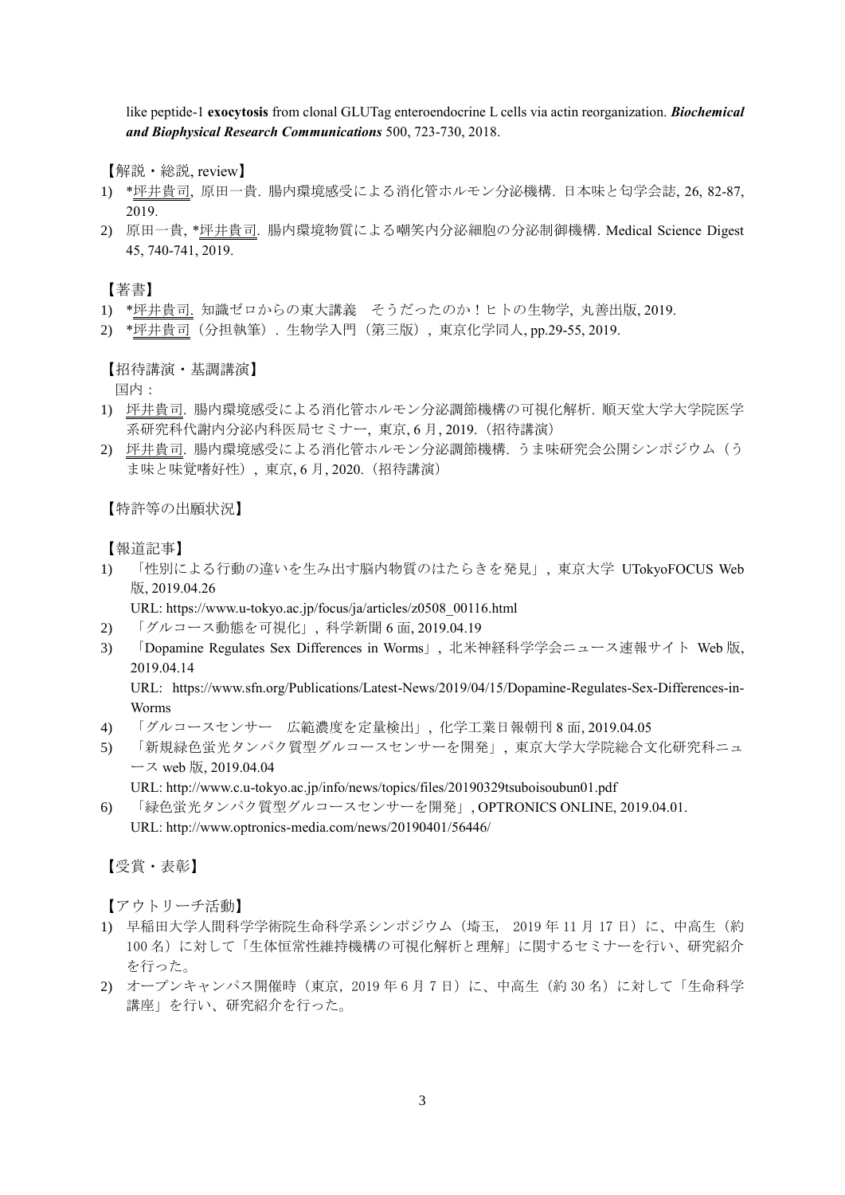like peptide-1 **exocytosis** from clonal GLUTag enteroendocrine L cells via actin reorganization. ***Biochemical and Biophysical Research Communications*** 500, 723-730, 2018.

【解説・総説, review】

1) *<u>坪井貴司</u>, 原田一貴. 腸内環境感受による消化管ホルモン分泌機構. 日本味と匂学会誌, 26, 82-87, 2019.
2) 原田一貴, *<u>坪井貴司</u>. 腸内環境物質による嘲笑内分泌細胞の分泌制御機構. Medical Science Digest 45, 740-741, 2019.

【著書】

1) *<u>坪井貴司</u>. 知識ゼロからの東大講義　そうだったのか！ヒトの生物学, 丸善出版, 2019.
2) *<u>坪井貴司</u>（分担執筆）. 生物学入門（第三版）, 東京化学同人, pp.29-55, 2019.

【招待講演・基調講演】

国内：

1) <u>坪井貴司</u>. 腸内環境感受による消化管ホルモン分泌調節機構の可視化解析. 順天堂大学大学院医学系研究科代謝内分泌内科医局セミナー, 東京, 6 月, 2019.（招待講演）
2) <u>坪井貴司</u>. 腸内環境感受による消化管ホルモン分泌調節機構. うま味研究会公開シンポジウム（うま味と味覚嗜好性）, 東京, 6 月, 2020.（招待講演）

【特許等の出願状況】

【報道記事】

1) 「性別による行動の違いを生み出す脳内物質のはたらきを発見」, 東京大学 UTokyoFOCUS Web 版, 2019.04.26
   URL: https://www.u-tokyo.ac.jp/focus/ja/articles/z0508_00116.html
2) 「グルコース動態を可視化」, 科学新聞 6 面, 2019.04.19
3) 「Dopamine Regulates Sex Differences in Worms」, 北米神経科学学会ニュース速報サイト Web 版, 2019.04.14
   URL: https://www.sfn.org/Publications/Latest-News/2019/04/15/Dopamine-Regulates-Sex-Differences-in-Worms
4) 「グルコースセンサー　広範濃度を定量検出」, 化学工業日報朝刊 8 面, 2019.04.05
5) 「新規緑色蛍光タンパク質型グルコースセンサーを開発」, 東京大学大学院総合文化研究科ニュース web 版, 2019.04.04
   URL: http://www.c.u-tokyo.ac.jp/info/news/topics/files/20190329tsuboisoubun01.pdf
6) 「緑色蛍光タンパク質型グルコースセンサーを開発」, OPTRONICS ONLINE, 2019.04.01.
   URL: http://www.optronics-media.com/news/20190401/56446/

【受賞・表彰】

【アウトリーチ活動】

1) 早稲田大学人間科学学術院生命科学系シンポジウム（埼玉, 2019 年 11 月 17 日）に、中高生（約 100 名）に対して「生体恒常性維持機構の可視化解析と理解」に関するセミナーを行い、研究紹介を行った。
2) オープンキャンパス開催時（東京, 2019 年 6 月 7 日）に、中高生（約 30 名）に対して「生命科学講座」を行い、研究紹介を行った。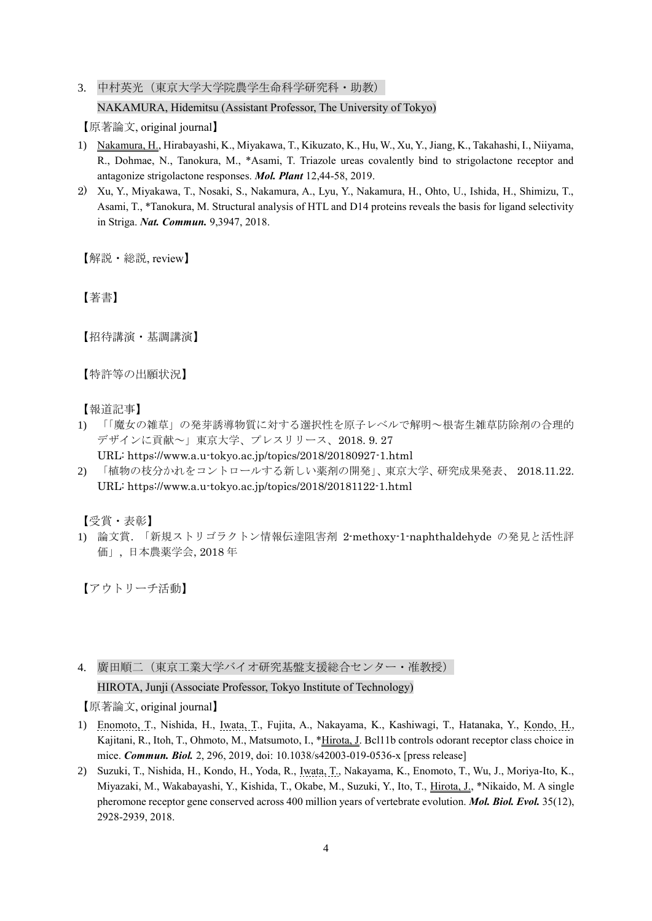3. 中村英光（東京大学大学院農学生命科学研究科・助教）

NAKAMURA, Hidemitsu (Assistant Professor, The University of Tokyo)

【原著論文, original journal】

1) Nakamura, H., Hirabayashi, K., Miyakawa, T., Kikuzato, K., Hu, W., Xu, Y., Jiang, K., Takahashi, I., Niiyama, R., Dohmae, N., Tanokura, M., *Asami, T. Triazole ureas covalently bind to strigolactone receptor and antagonize strigolactone responses. ***Mol. Plant*** 12,44-58, 2019.
2) Xu, Y., Miyakawa, T., Nosaki, S., Nakamura, A., Lyu, Y., Nakamura, H., Ohto, U., Ishida, H., Shimizu, T., Asami, T., *Tanokura, M. Structural analysis of HTL and D14 proteins reveals the basis for ligand selectivity in Striga. ***Nat. Commun.*** 9,3947, 2018.

【解説・総説, review】

【著書】

【招待講演・基調講演】

【特許等の出願状況】

【報道記事】

1) 「「魔女の雑草」の発芽誘導物質に対する選択性を原子レベルで解明～根寄生雑草防除剤の合理的デザインに貢献～」東京大学、プレスリリース、2018. 9. 27
   URL: https://www.a.u-tokyo.ac.jp/topics/2018/20180927-1.html
2) 「植物の枝分かれをコントロールする新しい薬剤の開発」、東京大学、研究成果発表、 2018.11.22.
   URL: https://www.a.u-tokyo.ac.jp/topics/2018/20181122-1.html

【受賞・表彰】

1) 論文賞. 「新規ストリゴラクトン情報伝達阻害剤 2-methoxy-1-naphthaldehyde の発見と活性評価」, 日本農薬学会, 2018 年

【アウトリーチ活動】

4. 廣田順二（東京工業大学バイオ研究基盤支援総合センター・准教授）

HIROTA, Junji (Associate Professor, Tokyo Institute of Technology)

【原著論文, original journal】

1) Enomoto, T., Nishida, H., Iwata, T., Fujita, A., Nakayama, K., Kashiwagi, T., Hatanaka, Y., Kondo, H., Kajitani, R., Itoh, T., Ohmoto, M., Matsumoto, I., *Hirota, J. Bcl11b controls odorant receptor class choice in mice. ***Commun. Biol.*** 2, 296, 2019, doi: 10.1038/s42003-019-0536-x [press release]
2) Suzuki, T., Nishida, H., Kondo, H., Yoda, R., Iwata, T., Nakayama, K., Enomoto, T., Wu, J., Moriya-Ito, K., Miyazaki, M., Wakabayashi, Y., Kishida, T., Okabe, M., Suzuki, Y., Ito, T., Hirota, J., *Nikaido, M. A single pheromone receptor gene conserved across 400 million years of vertebrate evolution. ***Mol. Biol. Evol.*** 35(12), 2928-2939, 2018.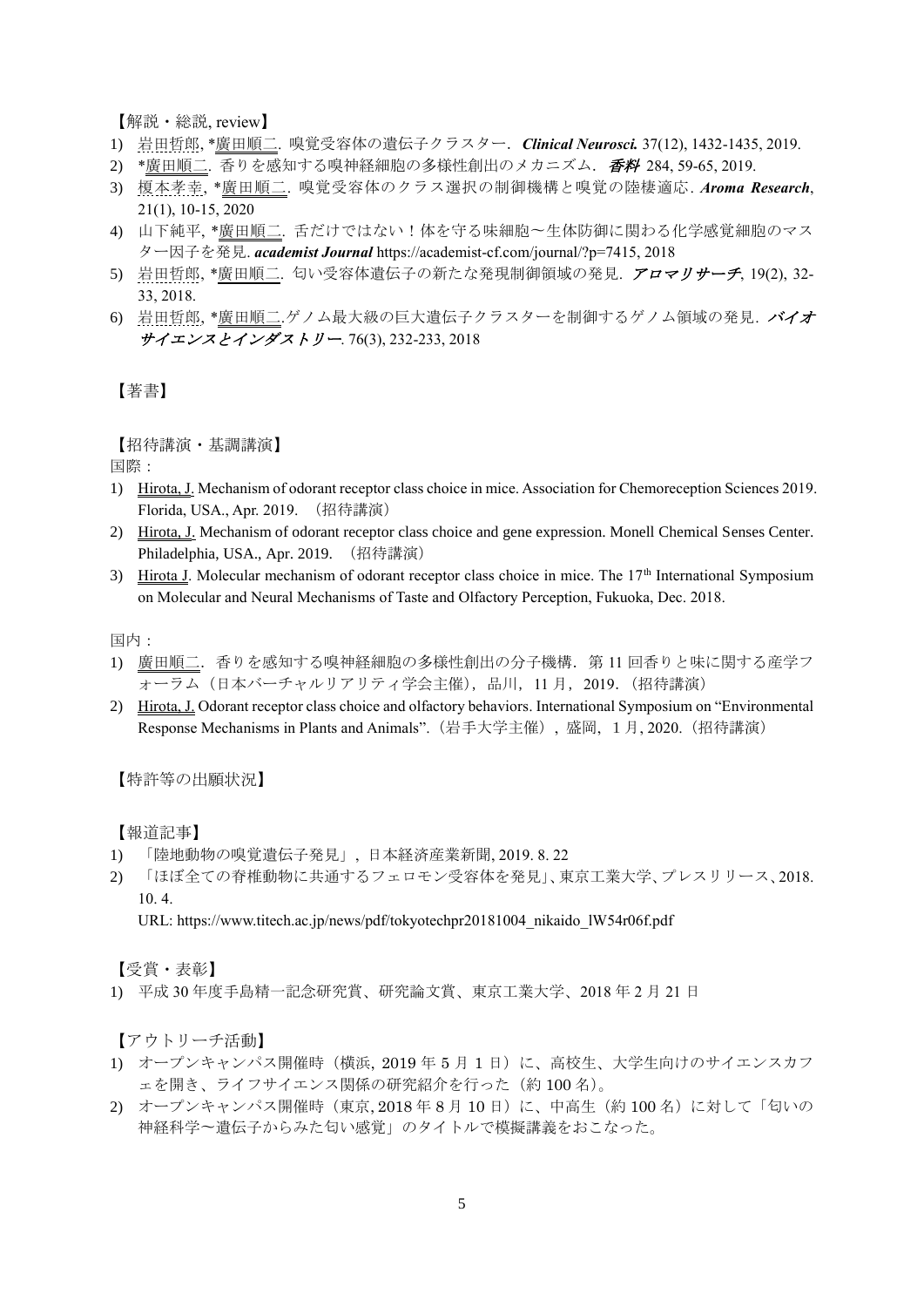【解説・総説, review】

1) 岩田哲郎, *廣田順二．嗅覚受容体の遺伝子クラスター．***Clinical Neurosci.*** 37(12), 1432-1435, 2019.
2) *廣田順二．香りを感知する嗅神経細胞の多様性創出のメカニズム．***香料*** 284, 59-65, 2019.
3) 榎本孝幸, *廣田順二．嗅覚受容体のクラス選択の制御機構と嗅覚の陸棲適応．***Aroma Research***, 21(1), 10-15, 2020
4) 山下純平, *廣田順二．舌だけではない！体を守る味細胞～生体防御に関わる化学感覚細胞のマスター因子を発見．***academist Journal*** https://academist-cf.com/journal/?p=7415, 2018
5) 岩田哲郎, *廣田順二．匂い受容体遺伝子の新たな発現制御領域の発見．***アロマリサーチ***, 19(2), 32-33, 2018.
6) 岩田哲郎, *廣田順二.ゲノム最大級の巨大遺伝子クラスターを制御するゲノム領域の発見．***バイオサイエンスとインダストリー***. 76(3), 232-233, 2018

【著書】

【招待講演・基調講演】

国際：

1) Hirota, J. Mechanism of odorant receptor class choice in mice. Association for Chemoreception Sciences 2019. Florida, USA., Apr. 2019. （招待講演）
2) Hirota, J. Mechanism of odorant receptor class choice and gene expression. Monell Chemical Senses Center. Philadelphia, USA., Apr. 2019. （招待講演）
3) Hirota J. Molecular mechanism of odorant receptor class choice in mice. The 17th International Symposium on Molecular and Neural Mechanisms of Taste and Olfactory Perception, Fukuoka, Dec. 2018.

国内：

1) 廣田順二．香りを感知する嗅神経細胞の多様性創出の分子機構．第 11 回香りと味に関する産学フォーラム（日本バーチャルリアリティ学会主催），品川，11 月，2019．（招待講演）
2) Hirota, J. Odorant receptor class choice and olfactory behaviors. International Symposium on "Environmental Response Mechanisms in Plants and Animals".（岩手大学主催），盛岡，1 月, 2020.（招待講演）

【特許等の出願状況】

【報道記事】

1) 「陸地動物の嗅覚遺伝子発見」，日本経済産業新聞, 2019. 8. 22
2) 「ほぼ全ての脊椎動物に共通するフェロモン受容体を発見」、東京工業大学、プレスリリース、2018. 10. 4.
   URL: https://www.titech.ac.jp/news/pdf/tokyotechpr20181004_nikaido_lW54r06f.pdf

【受賞・表彰】

1) 平成 30 年度手島精一記念研究賞、研究論文賞、東京工業大学、2018 年 2 月 21 日

【アウトリーチ活動】

1) オープンキャンパス開催時（横浜, 2019 年 5 月 1 日）に、高校生、大学生向けのサイエンスカフェを開き、ライフサイエンス関係の研究紹介を行った（約 100 名）。
2) オープンキャンパス開催時（東京, 2018 年 8 月 10 日）に、中高生（約 100 名）に対して「匂いの神経科学～遺伝子からみた匂い感覚」のタイトルで模擬講義をおこなった。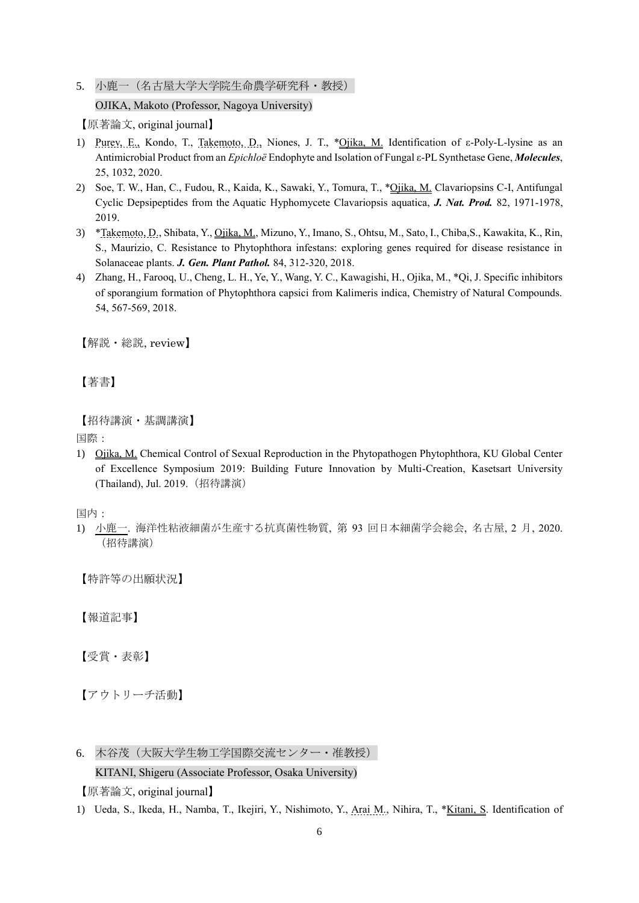5. 小鹿一（名古屋大学大学院生命農学研究科・教授）

OJIKA, Makoto (Professor, Nagoya University)

【原著論文, original journal】

1) Purev, E., Kondo, T., Takemoto, D., Niones, J. T., *Ojika, M. Identification of ε-Poly-L-lysine as an Antimicrobial Product from an *Epichloë* Endophyte and Isolation of Fungal ε-PL Synthetase Gene, ***Molecules***, 25, 1032, 2020.
2) Soe, T. W., Han, C., Fudou, R., Kaida, K., Sawaki, Y., Tomura, T., *Ojika, M. Clavariopsins C-I, Antifungal Cyclic Depsipeptides from the Aquatic Hyphomycete Clavariopsis aquatica, ***J. Nat. Prod.*** 82, 1971-1978, 2019.
3) *Takemoto, D., Shibata, Y., Ojika, M., Mizuno, Y., Imano, S., Ohtsu, M., Sato, I., Chiba,S., Kawakita, K., Rin, S., Maurizio, C. Resistance to Phytophthora infestans: exploring genes required for disease resistance in Solanaceae plants. ***J. Gen. Plant Pathol.*** 84, 312-320, 2018.
4) Zhang, H., Farooq, U., Cheng, L. H., Ye, Y., Wang, Y. C., Kawagishi, H., Ojika, M., *Qi, J. Specific inhibitors of sporangium formation of Phytophthora capsici from Kalimeris indica, Chemistry of Natural Compounds. 54, 567-569, 2018.

【解説・総説, review】

【著書】

【招待講演・基調講演】

国際：

1) Ojika, M. Chemical Control of Sexual Reproduction in the Phytopathogen Phytophthora, KU Global Center of Excellence Symposium 2019: Building Future Innovation by Multi-Creation, Kasetsart University (Thailand), Jul. 2019.（招待講演）

国内：

1) 小鹿一. 海洋性粘液細菌が生産する抗真菌性物質, 第 93 回日本細菌学会総会, 名古屋, 2 月, 2020.（招待講演）

【特許等の出願状況】

【報道記事】

【受賞・表彰】

【アウトリーチ活動】

6. 木谷茂（大阪大学生物工学国際交流センター・准教授）

KITANI, Shigeru (Associate Professor, Osaka University)

【原著論文, original journal】

1) Ueda, S., Ikeda, H., Namba, T., Ikejiri, Y., Nishimoto, Y., Arai M., Nihira, T., *Kitani, S. Identification of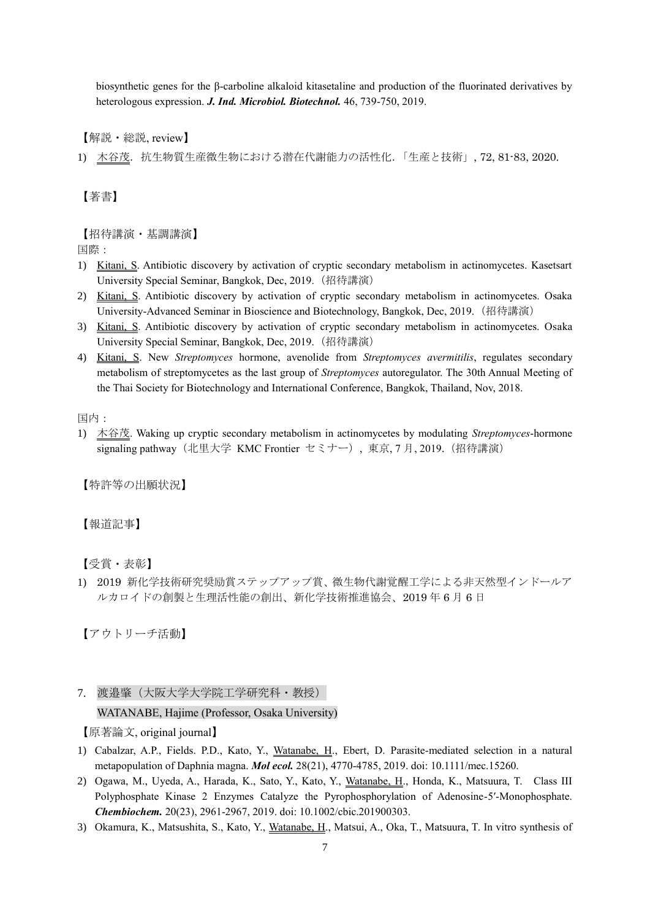biosynthetic genes for the β-carboline alkaloid kitasetaline and production of the fluorinated derivatives by heterologous expression. ***J. Ind. Microbiol. Biotechnol.*** 46, 739-750, 2019.

【解説・総説, review】

1) 木谷茂．抗生物質生産微生物における潜在代謝能力の活性化．「生産と技術」, 72, 81-83, 2020.

【著書】

【招待講演・基調講演】

国際：

1) Kitani, S. Antibiotic discovery by activation of cryptic secondary metabolism in actinomycetes. Kasetsart University Special Seminar, Bangkok, Dec, 2019.（招待講演）
2) Kitani, S. Antibiotic discovery by activation of cryptic secondary metabolism in actinomycetes. Osaka University-Advanced Seminar in Bioscience and Biotechnology, Bangkok, Dec, 2019.（招待講演）
3) Kitani, S. Antibiotic discovery by activation of cryptic secondary metabolism in actinomycetes. Osaka University Special Seminar, Bangkok, Dec, 2019.（招待講演）
4) Kitani, S. New *Streptomyces* hormone, avenolide from *Streptomyces avermitilis*, regulates secondary metabolism of streptomycetes as the last group of *Streptomyces* autoregulator. The 30th Annual Meeting of the Thai Society for Biotechnology and International Conference, Bangkok, Thailand, Nov, 2018.

国内：

1) 木谷茂. Waking up cryptic secondary metabolism in actinomycetes by modulating *Streptomyces*-hormone signaling pathway（北里大学 KMC Frontier セミナー）, 東京, 7 月, 2019.（招待講演）

【特許等の出願状況】

【報道記事】

【受賞・表彰】

1) 2019 新化学技術研究奨励賞ステップアップ賞、微生物代謝覚醒工学による非天然型インドールアルカロイドの創製と生理活性能の創出、新化学技術推進協会、2019 年 6 月 6 日

【アウトリーチ活動】

7. 渡邉肇（大阪大学大学院工学研究科・教授）
WATANABE, Hajime (Professor, Osaka University)

【原著論文, original journal】

1) Cabalzar, A.P., Fields. P.D., Kato, Y., Watanabe, H., Ebert, D. Parasite-mediated selection in a natural metapopulation of Daphnia magna. ***Mol ecol.*** 28(21), 4770-4785, 2019. doi: 10.1111/mec.15260.
2) Ogawa, M., Uyeda, A., Harada, K., Sato, Y., Kato, Y., Watanabe, H., Honda, K., Matsuura, T. Class III Polyphosphate Kinase 2 Enzymes Catalyze the Pyrophosphorylation of Adenosine-5′-Monophosphate. ***Chembiochem.*** 20(23), 2961-2967, 2019. doi: 10.1002/cbic.201900303.
3) Okamura, K., Matsushita, S., Kato, Y., Watanabe, H., Matsui, A., Oka, T., Matsuura, T. In vitro synthesis of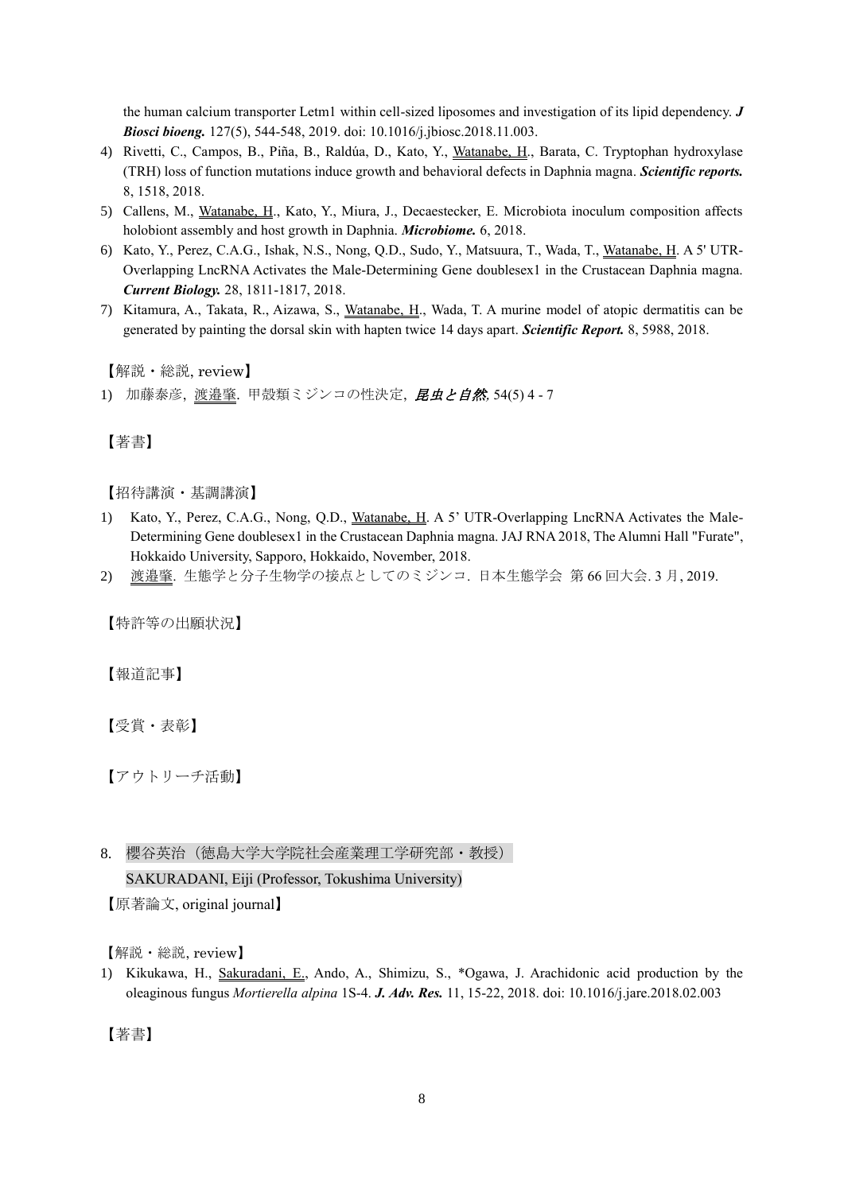the human calcium transporter Letm1 within cell-sized liposomes and investigation of its lipid dependency. ***J Biosci bioeng.*** 127(5), 544-548, 2019. doi: 10.1016/j.jbiosc.2018.11.003.

4) Rivetti, C., Campos, B., Piña, B., Raldúa, D., Kato, Y., Watanabe, H., Barata, C. Tryptophan hydroxylase (TRH) loss of function mutations induce growth and behavioral defects in Daphnia magna. ***Scientific reports.*** 8, 1518, 2018.
5) Callens, M., Watanabe, H., Kato, Y., Miura, J., Decaestecker, E. Microbiota inoculum composition affects holobiont assembly and host growth in Daphnia. ***Microbiome.*** 6, 2018.
6) Kato, Y., Perez, C.A.G., Ishak, N.S., Nong, Q.D., Sudo, Y., Matsuura, T., Wada, T., Watanabe, H. A 5' UTR-Overlapping LncRNA Activates the Male-Determining Gene doublesex1 in the Crustacean Daphnia magna. ***Current Biology.*** 28, 1811-1817, 2018.
7) Kitamura, A., Takata, R., Aizawa, S., Watanabe, H., Wada, T. A murine model of atopic dermatitis can be generated by painting the dorsal skin with hapten twice 14 days apart. ***Scientific Report.*** 8, 5988, 2018.

【解説・総説, review】

1) 加藤泰彦, 渡邉肇. 甲殻類ミジンコの性決定, ***昆虫と自然,*** 54(5) 4 - 7

【著書】

【招待講演・基調講演】

1) Kato, Y., Perez, C.A.G., Nong, Q.D., Watanabe, H. A 5' UTR-Overlapping LncRNA Activates the Male-Determining Gene doublesex1 in the Crustacean Daphnia magna. JAJ RNA 2018, The Alumni Hall "Furate", Hokkaido University, Sapporo, Hokkaido, November, 2018.
2) 渡邉肇. 生態学と分子生物学の接点としてのミジンコ. 日本生態学会 第 66 回大会. 3 月, 2019.

【特許等の出願状況】

【報道記事】

【受賞・表彰】

【アウトリーチ活動】

8. 櫻谷英治（徳島大学大学院社会産業理工学研究部・教授）
SAKURADANI, Eiji (Professor, Tokushima University)

【原著論文, original journal】

【解説・総説, review】

1) Kikukawa, H., Sakuradani, E., Ando, A., Shimizu, S., *Ogawa, J. Arachidonic acid production by the oleaginous fungus *Mortierella alpina* 1S-4. ***J. Adv. Res.*** 11, 15-22, 2018. doi: 10.1016/j.jare.2018.02.003

【著書】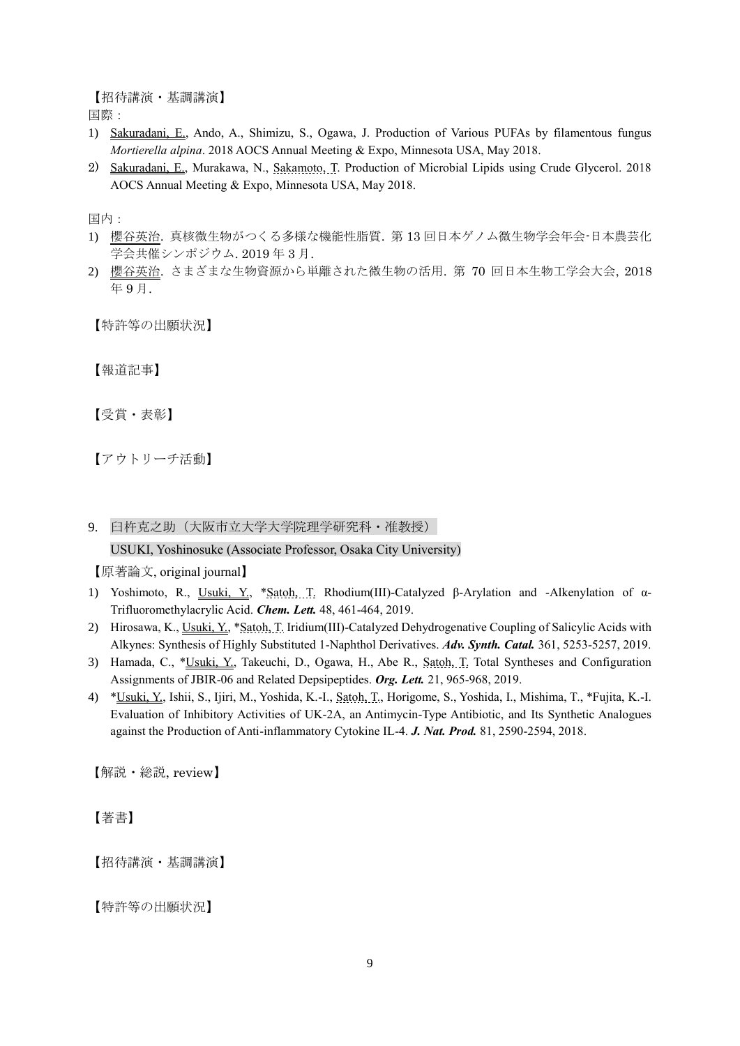【招待講演・基調講演】

国際：

1) Sakuradani, E., Ando, A., Shimizu, S., Ogawa, J. Production of Various PUFAs by filamentous fungus *Mortierella alpina*. 2018 AOCS Annual Meeting & Expo, Minnesota USA, May 2018.
2) Sakuradani, E., Murakawa, N., Sakamoto, T. Production of Microbial Lipids using Crude Glycerol. 2018 AOCS Annual Meeting & Expo, Minnesota USA, May 2018.

国内：

1) 櫻谷英治. 真核微生物がつくる多様な機能性脂質. 第 13 回日本ゲノム微生物学会年会‐日本農芸化学会共催シンポジウム. 2019 年 3 月.
2) 櫻谷英治. さまざまな生物資源から単離された微生物の活用. 第 70 回日本生物工学会大会, 2018 年 9 月.

【特許等の出願状況】

【報道記事】

【受賞・表彰】

【アウトリーチ活動】

## 9. 臼杵克之助（大阪市立大学大学院理学研究科・准教授）

USUKI, Yoshinosuke (Associate Professor, Osaka City University)

【原著論文, original journal】

1) Yoshimoto, R., Usuki, Y., *Satoh, T. Rhodium(III)-Catalyzed β-Arylation and -Alkenylation of α-Trifluoromethylacrylic Acid. ***Chem. Lett.*** 48, 461-464, 2019.
2) Hirosawa, K., Usuki, Y., *Satoh, T. Iridium(III)-Catalyzed Dehydrogenative Coupling of Salicylic Acids with Alkynes: Synthesis of Highly Substituted 1-Naphthol Derivatives. ***Adv. Synth. Catal.*** 361, 5253-5257, 2019.
3) Hamada, C., *Usuki, Y., Takeuchi, D., Ogawa, H., Abe R., Satoh, T. Total Syntheses and Configuration Assignments of JBIR-06 and Related Depsipeptides. ***Org. Lett.*** 21, 965-968, 2019.
4) *Usuki, Y., Ishii, S., Ijiri, M., Yoshida, K.-I., Satoh, T., Horigome, S., Yoshida, I., Mishima, T., *Fujita, K.-I. Evaluation of Inhibitory Activities of UK-2A, an Antimycin-Type Antibiotic, and Its Synthetic Analogues against the Production of Anti-inflammatory Cytokine IL-4. ***J. Nat. Prod.*** 81, 2590-2594, 2018.

【解説・総説, review】

【著書】

【招待講演・基調講演】

【特許等の出願状況】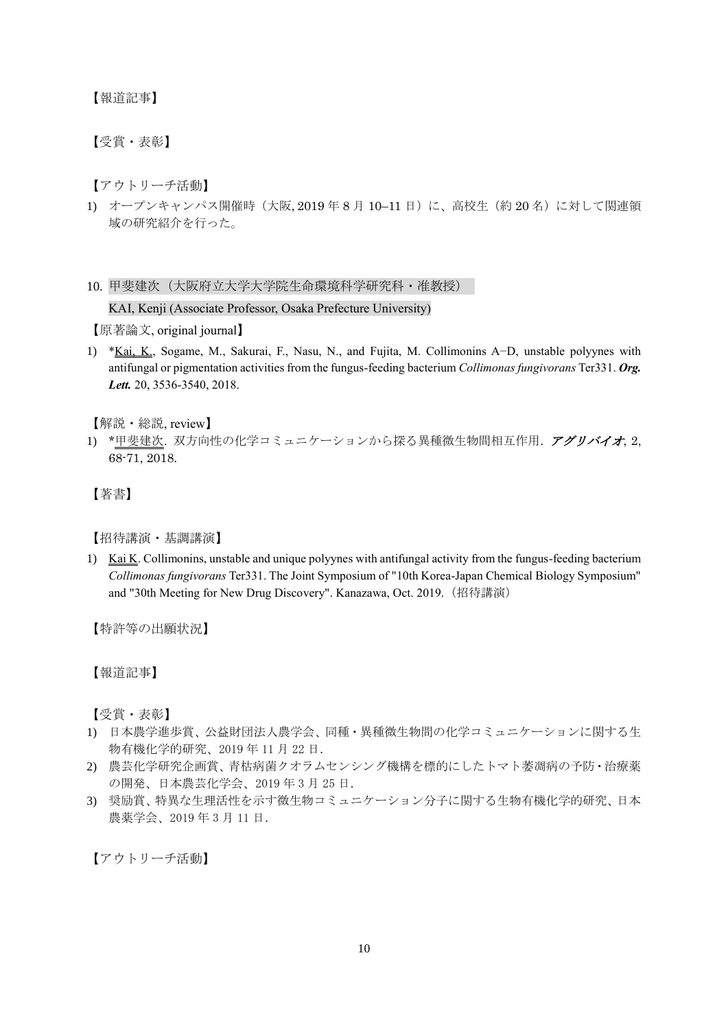【報道記事】

【受賞・表彰】

【アウトリーチ活動】

1) オープンキャンパス開催時（大阪, 2019 年 8 月 10–11 日）に、高校生（約 20 名）に対して関連領域の研究紹介を行った。

10. 甲斐建次（大阪府立大学大学院生命環境科学研究科・准教授）
KAI, Kenji (Associate Professor, Osaka Prefecture University)

【原著論文, original journal】

1) *Kai, K., Sogame, M., Sakurai, F., Nasu, N., and Fujita, M. Collimonins A−D, unstable polyynes with antifungal or pigmentation activities from the fungus-feeding bacterium *Collimonas fungivorans* Ter331. ***Org. Lett.*** 20, 3536-3540, 2018.

【解説・総説, review】

1) *甲斐建次．双方向性の化学コミュニケーションから探る異種微生物間相互作用．***アグリバイオ***, 2, 68-71, 2018.

【著書】

【招待講演・基調講演】

1) Kai K. Collimonins, unstable and unique polyynes with antifungal activity from the fungus-feeding bacterium *Collimonas fungivorans* Ter331. The Joint Symposium of "10th Korea-Japan Chemical Biology Symposium" and "30th Meeting for New Drug Discovery". Kanazawa, Oct. 2019.（招待講演）

【特許等の出願状況】

【報道記事】

【受賞・表彰】

1) 日本農学進歩賞、公益財団法人農学会、同種・異種微生物間の化学コミュニケーションに関する生物有機化学的研究、2019 年 11 月 22 日．
2) 農芸化学研究企画賞、青枯病菌クオラムセンシング機構を標的にしたトマト萎凋病の予防・治療薬の開発、日本農芸化学会、2019 年 3 月 25 日．
3) 奨励賞、特異な生理活性を示す微生物コミュニケーション分子に関する生物有機化学的研究、日本農薬学会、2019 年 3 月 11 日．

【アウトリーチ活動】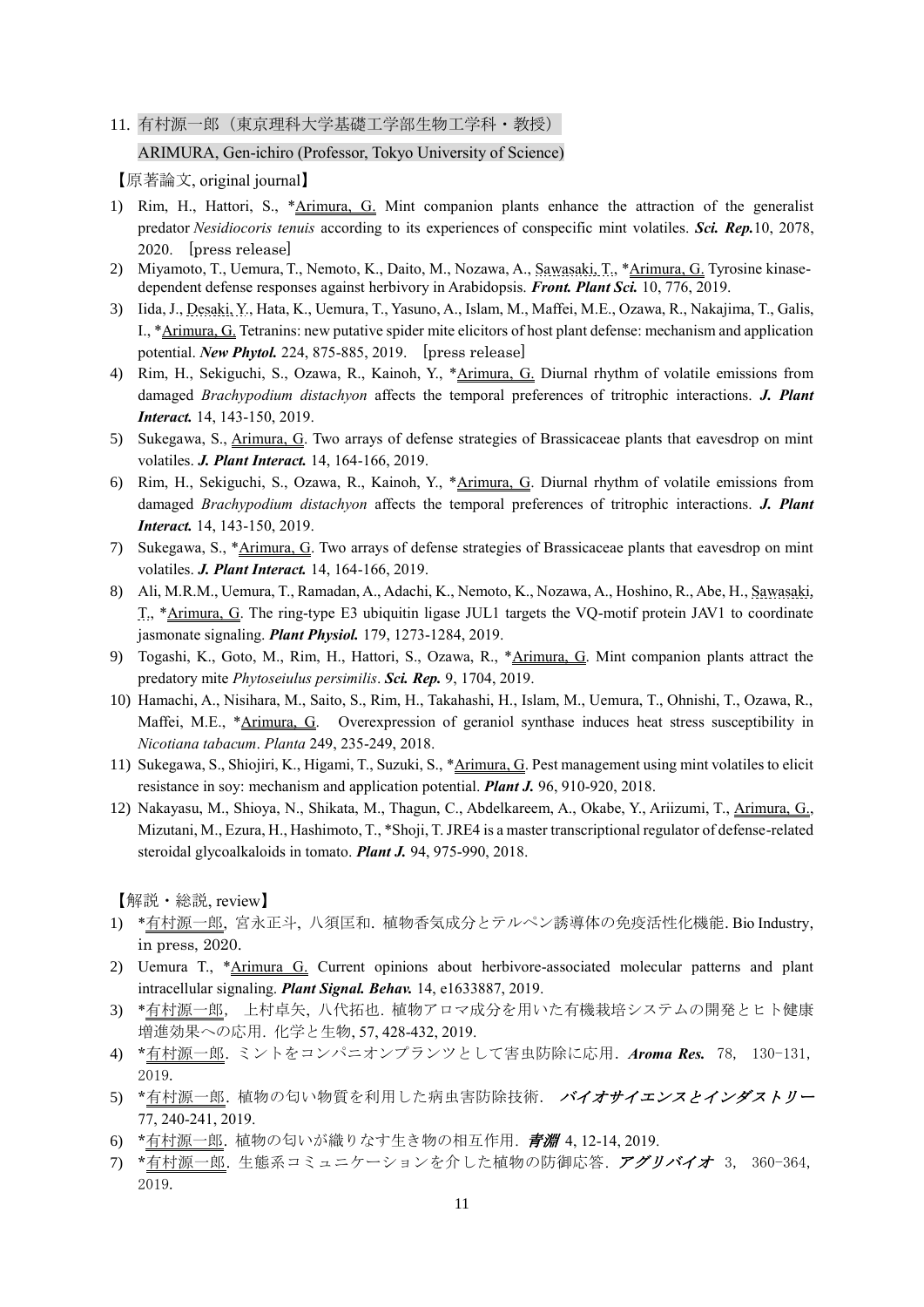11. 有村源一郎（東京理科大学基礎工学部生物工学科・教授）

ARIMURA, Gen-ichiro (Professor, Tokyo University of Science)

【原著論文, original journal】

1) Rim, H., Hattori, S., *Arimura, G. Mint companion plants enhance the attraction of the generalist predator *Nesidiocoris tenuis* according to its experiences of conspecific mint volatiles. ***Sci. Rep.***10, 2078, 2020. ［press release］
2) Miyamoto, T., Uemura, T., Nemoto, K., Daito, M., Nozawa, A., Sawasaki, T., *Arimura, G. Tyrosine kinase-dependent defense responses against herbivory in Arabidopsis. ***Front. Plant Sci.*** 10, 776, 2019.
3) Iida, J., Desaki, Y., Hata, K., Uemura, T., Yasuno, A., Islam, M., Maffei, M.E., Ozawa, R., Nakajima, T., Galis, I., *Arimura, G. Tetranins: new putative spider mite elicitors of host plant defense: mechanism and application potential. ***New Phytol.*** 224, 875-885, 2019. ［press release］
4) Rim, H., Sekiguchi, S., Ozawa, R., Kainoh, Y., *Arimura, G. Diurnal rhythm of volatile emissions from damaged *Brachypodium distachyon* affects the temporal preferences of tritrophic interactions. ***J. Plant Interact.*** 14, 143-150, 2019.
5) Sukegawa, S., Arimura, G. Two arrays of defense strategies of Brassicaceae plants that eavesdrop on mint volatiles. ***J. Plant Interact.*** 14, 164-166, 2019.
6) Rim, H., Sekiguchi, S., Ozawa, R., Kainoh, Y., *Arimura, G. Diurnal rhythm of volatile emissions from damaged *Brachypodium distachyon* affects the temporal preferences of tritrophic interactions. ***J. Plant Interact.*** 14, 143-150, 2019.
7) Sukegawa, S., *Arimura, G. Two arrays of defense strategies of Brassicaceae plants that eavesdrop on mint volatiles. ***J. Plant Interact.*** 14, 164-166, 2019.
8) Ali, M.R.M., Uemura, T., Ramadan, A., Adachi, K., Nemoto, K., Nozawa, A., Hoshino, R., Abe, H., Sawasaki, T., *Arimura, G. The ring-type E3 ubiquitin ligase JUL1 targets the VQ-motif protein JAV1 to coordinate jasmonate signaling. ***Plant Physiol.*** 179, 1273-1284, 2019.
9) Togashi, K., Goto, M., Rim, H., Hattori, S., Ozawa, R., *Arimura, G. Mint companion plants attract the predatory mite *Phytoseiulus persimilis*. ***Sci. Rep.*** 9, 1704, 2019.
10) Hamachi, A., Nisihara, M., Saito, S., Rim, H., Takahashi, H., Islam, M., Uemura, T., Ohnishi, T., Ozawa, R., Maffei, M.E., *Arimura, G. Overexpression of geraniol synthase induces heat stress susceptibility in *Nicotiana tabacum*. *Planta* 249, 235-249, 2018.
11) Sukegawa, S., Shiojiri, K., Higami, T., Suzuki, S., *Arimura, G. Pest management using mint volatiles to elicit resistance in soy: mechanism and application potential. ***Plant J.*** 96, 910-920, 2018.
12) Nakayasu, M., Shioya, N., Shikata, M., Thagun, C., Abdelkareem, A., Okabe, Y., Ariizumi, T., Arimura, G., Mizutani, M., Ezura, H., Hashimoto, T., *Shoji, T. JRE4 is a master transcriptional regulator of defense-related steroidal glycoalkaloids in tomato. ***Plant J.*** 94, 975-990, 2018.

【解説・総説, review】

1) *有村源一郎, 宮永正斗, 八須匡和. 植物香気成分とテルペン誘導体の免疫活性化機能. Bio Industry, in press, 2020.
2) Uemura T., *Arimura G. Current opinions about herbivore-associated molecular patterns and plant intracellular signaling. ***Plant Signal. Behav.*** 14, e1633887, 2019.
3) *有村源一郎, 上村卓矢, 八代拓也. 植物アロマ成分を用いた有機栽培システムの開発とヒト健康増進効果への応用. 化学と生物, 57, 428-432, 2019.
4) *有村源一郎. ミントをコンパニオンプランツとして害虫防除に応用. ***Aroma Res.*** 78, 130-131, 2019.
5) *有村源一郎. 植物の匂い物質を利用した病虫害防除技術. ***バイオサイエンスとインダストリー*** 77, 240-241, 2019.
6) *有村源一郎. 植物の匂いが織りなす生き物の相互作用. ***青淵*** 4, 12-14, 2019.
7) *有村源一郎. 生態系コミュニケーションを介した植物の防御応答. ***アグリバイオ*** 3, 360-364, 2019.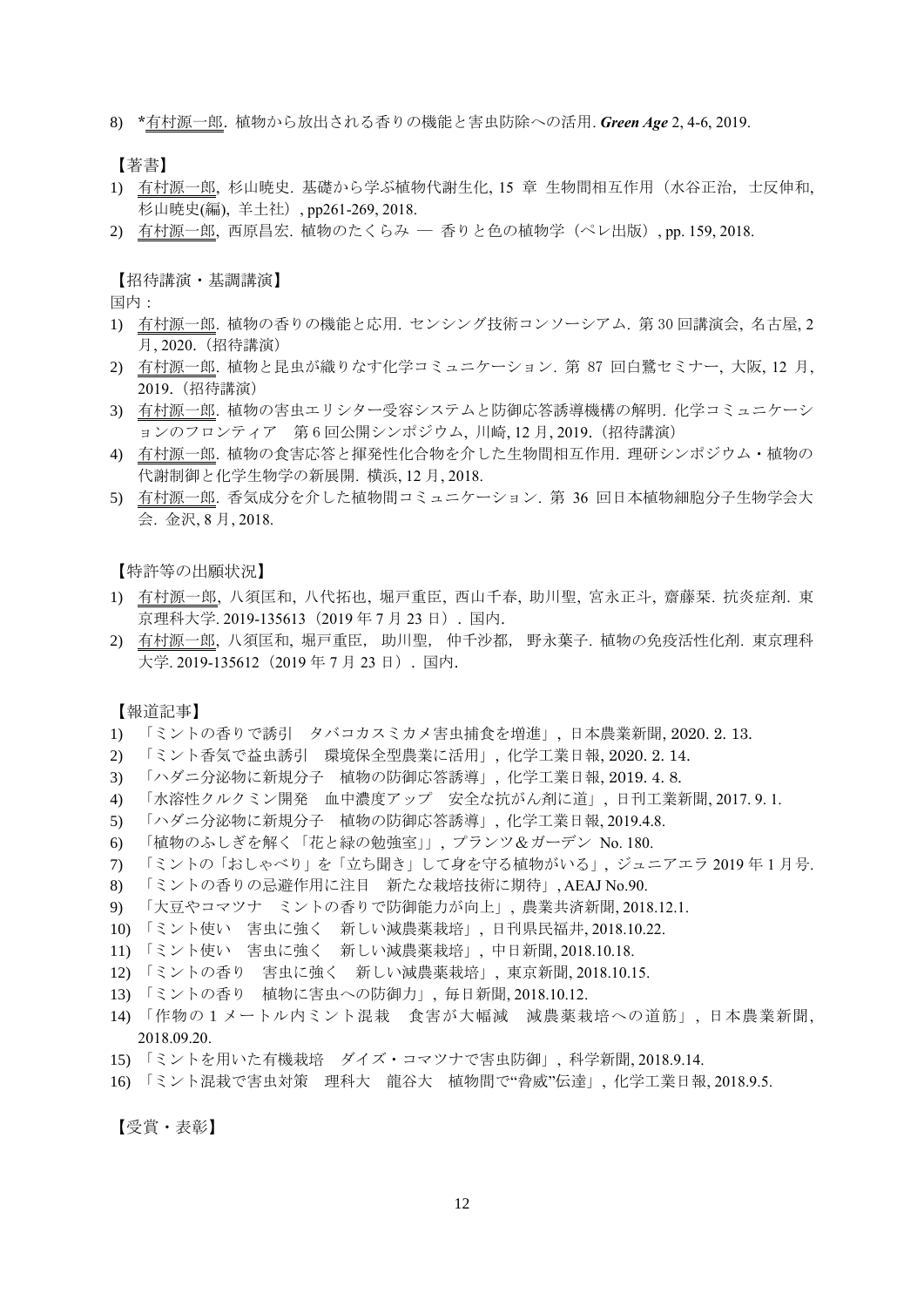8) *有村源一郎. 植物から放出される香りの機能と害虫防除への活用. ***Green Age*** 2, 4-6, 2019.

【著書】

1) 有村源一郎, 杉山暁史. 基礎から学ぶ植物代謝生化, 15 章 生物間相互作用（水谷正治, 士反伸和, 杉山暁史(編), 羊土社）, pp261-269, 2018.
2) 有村源一郎, 西原昌宏. 植物のたくらみ ― 香りと色の植物学（ベレ出版）, pp. 159, 2018.

【招待講演・基調講演】

国内：

1) 有村源一郎. 植物の香りの機能と応用. センシング技術コンソーシアム. 第 30 回講演会, 名古屋, 2 月, 2020.（招待講演）
2) 有村源一郎. 植物と昆虫が織りなす化学コミュニケーション. 第 87 回白鷺セミナー, 大阪, 12 月, 2019.（招待講演）
3) 有村源一郎. 植物の害虫エリシター受容システムと防御応答誘導機構の解明. 化学コミュニケーションのフロンティア 第 6 回公開シンポジウム, 川崎, 12 月, 2019.（招待講演）
4) 有村源一郎. 植物の食害応答と揮発性化合物を介した生物間相互作用. 理研シンポジウム・植物の代謝制御と化学生物学の新展開. 横浜, 12 月, 2018.
5) 有村源一郎. 香気成分を介した植物間コミュニケーション. 第 36 回日本植物細胞分子生物学会大会. 金沢, 8 月, 2018.

【特許等の出願状況】

1) 有村源一郎, 八須匡和, 八代拓也, 堀戸重臣, 西山千春, 助川聖, 宮永正斗, 齋藤栞. 抗炎症剤. 東京理科大学. 2019-135613（2019 年 7 月 23 日）. 国内.
2) 有村源一郎, 八須匡和, 堀戸重臣, 助川聖, 仲千沙都, 野永葉子. 植物の免疫活性化剤. 東京理科大学. 2019-135612（2019 年 7 月 23 日）. 国内.

【報道記事】

1) 「ミントの香りで誘引 タバコカスミカメ害虫捕食を増進」, 日本農業新聞, 2020. 2. 13.
2) 「ミント香気で益虫誘引 環境保全型農業に活用」, 化学工業日報, 2020. 2. 14.
3) 「ハダニ分泌物に新規分子 植物の防御応答誘導」, 化学工業日報, 2019. 4. 8.
4) 「水溶性クルクミン開発 血中濃度アップ 安全な抗がん剤に道」, 日刊工業新聞, 2017. 9. 1.
5) 「ハダニ分泌物に新規分子 植物の防御応答誘導」, 化学工業日報, 2019.4.8.
6) 「植物のふしぎを解く「花と緑の勉強室」」, プランツ＆ガーデン No. 180.
7) 「ミントの「おしゃべり」を「立ち聞き」して身を守る植物がいる」, ジュニアエラ 2019 年 1 月号.
8) 「ミントの香りの忌避作用に注目 新たな栽培技術に期待」, AEAJ No.90.
9) 「大豆やコマツナ ミントの香りで防御能力が向上」, 農業共済新聞, 2018.12.1.
10) 「ミント使い 害虫に強く 新しい減農薬栽培」, 日刊県民福井, 2018.10.22.
11) 「ミント使い 害虫に強く 新しい減農薬栽培」, 中日新聞, 2018.10.18.
12) 「ミントの香り 害虫に強く 新しい減農薬栽培」, 東京新聞, 2018.10.15.
13) 「ミントの香り 植物に害虫への防御力」, 毎日新聞, 2018.10.12.
14) 「作物の 1 メートル内ミント混栽 食害が大幅減 減農薬栽培への道筋」, 日本農業新聞, 2018.09.20.
15) 「ミントを用いた有機栽培 ダイズ・コマツナで害虫防御」, 科学新聞, 2018.9.14.
16) 「ミント混栽で害虫対策 理科大 龍谷大 植物間で"脅威"伝達」, 化学工業日報, 2018.9.5.

【受賞・表彰】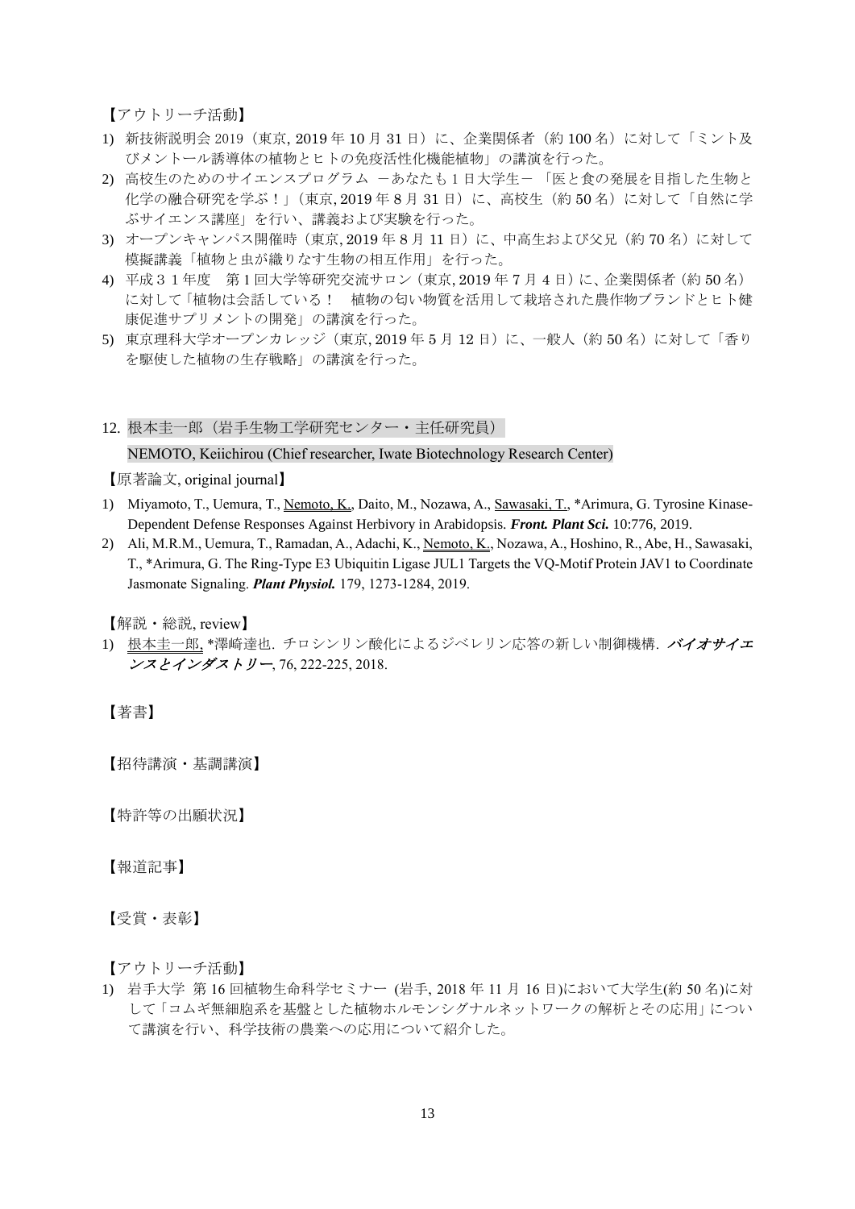【アウトリーチ活動】

1) 新技術説明会 2019（東京, 2019 年 10 月 31 日）に、企業関係者（約 100 名）に対して「ミント及びメントール誘導体の植物とヒトの免疫活性化機能植物」の講演を行った。
2) 高校生のためのサイエンスプログラム －あなたも 1 日大学生－ 「医と食の発展を目指した生物と化学の融合研究を学ぶ！」（東京, 2019 年 8 月 31 日）に、高校生（約 50 名）に対して「自然に学ぶサイエンス講座」を行い、講義および実験を行った。
3) オープンキャンパス開催時（東京, 2019 年 8 月 11 日）に、中高生および父兄（約 70 名）に対して模擬講義「植物と虫が織りなす生物の相互作用」を行った。
4) 平成３１年度　第 1 回大学等研究交流サロン（東京, 2019 年 7 月 4 日）に、企業関係者（約 50 名）に対して「植物は会話している！　植物の匂い物質を活用して栽培された農作物ブランドとヒト健康促進サプリメントの開発」の講演を行った。
5) 東京理科大学オープンカレッジ（東京, 2019 年 5 月 12 日）に、一般人（約 50 名）に対して「香りを駆使した植物の生存戦略」の講演を行った。

## 12. 根本圭一郎（岩手生物工学研究センター・主任研究員）

NEMOTO, Keiichirou (Chief researcher, Iwate Biotechnology Research Center)

【原著論文, original journal】

1) Miyamoto, T., Uemura, T., Nemoto, K., Daito, M., Nozawa, A., Sawasaki, T., *Arimura, G. Tyrosine Kinase-Dependent Defense Responses Against Herbivory in Arabidopsis. ***Front. Plant Sci.*** 10:776, 2019.
2) Ali, M.R.M., Uemura, T., Ramadan, A., Adachi, K., Nemoto, K., Nozawa, A., Hoshino, R., Abe, H., Sawasaki, T., *Arimura, G. The Ring-Type E3 Ubiquitin Ligase JUL1 Targets the VQ-Motif Protein JAV1 to Coordinate Jasmonate Signaling. ***Plant Physiol.*** 179, 1273-1284, 2019.

【解説・総説, review】

1) 根本圭一郎, *澤崎達也. チロシンリン酸化によるジベレリン応答の新しい制御機構. ***バイオサイエンスとインダストリー***, 76, 222-225, 2018.

【著書】

【招待講演・基調講演】

【特許等の出願状況】

【報道記事】

【受賞・表彰】

【アウトリーチ活動】

1) 岩手大学 第 16 回植物生命科学セミナー (岩手, 2018 年 11 月 16 日)において大学生(約 50 名)に対して「コムギ無細胞系を基盤とした植物ホルモンシグナルネットワークの解析とその応用」について講演を行い、科学技術の農業への応用について紹介した。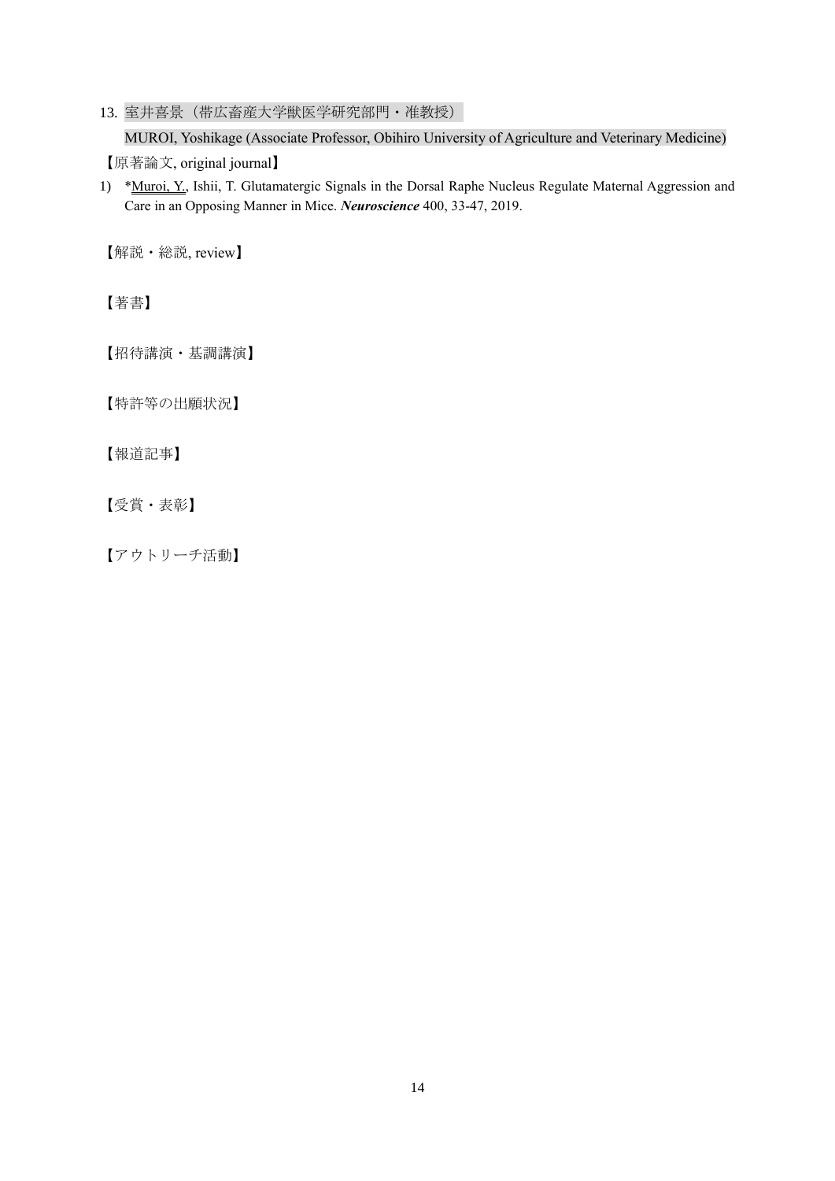13. 室井喜景（帯広畜産大学獣医学研究部門・准教授）

MUROI, Yoshikage (Associate Professor, Obihiro University of Agriculture and Veterinary Medicine)

【原著論文, original journal】

1) *Muroi, Y., Ishii, T. Glutamatergic Signals in the Dorsal Raphe Nucleus Regulate Maternal Aggression and Care in an Opposing Manner in Mice. ***Neuroscience*** 400, 33-47, 2019.

【解説・総説, review】

【著書】

【招待講演・基調講演】

【特許等の出願状況】

【報道記事】

【受賞・表彰】

【アウトリーチ活動】